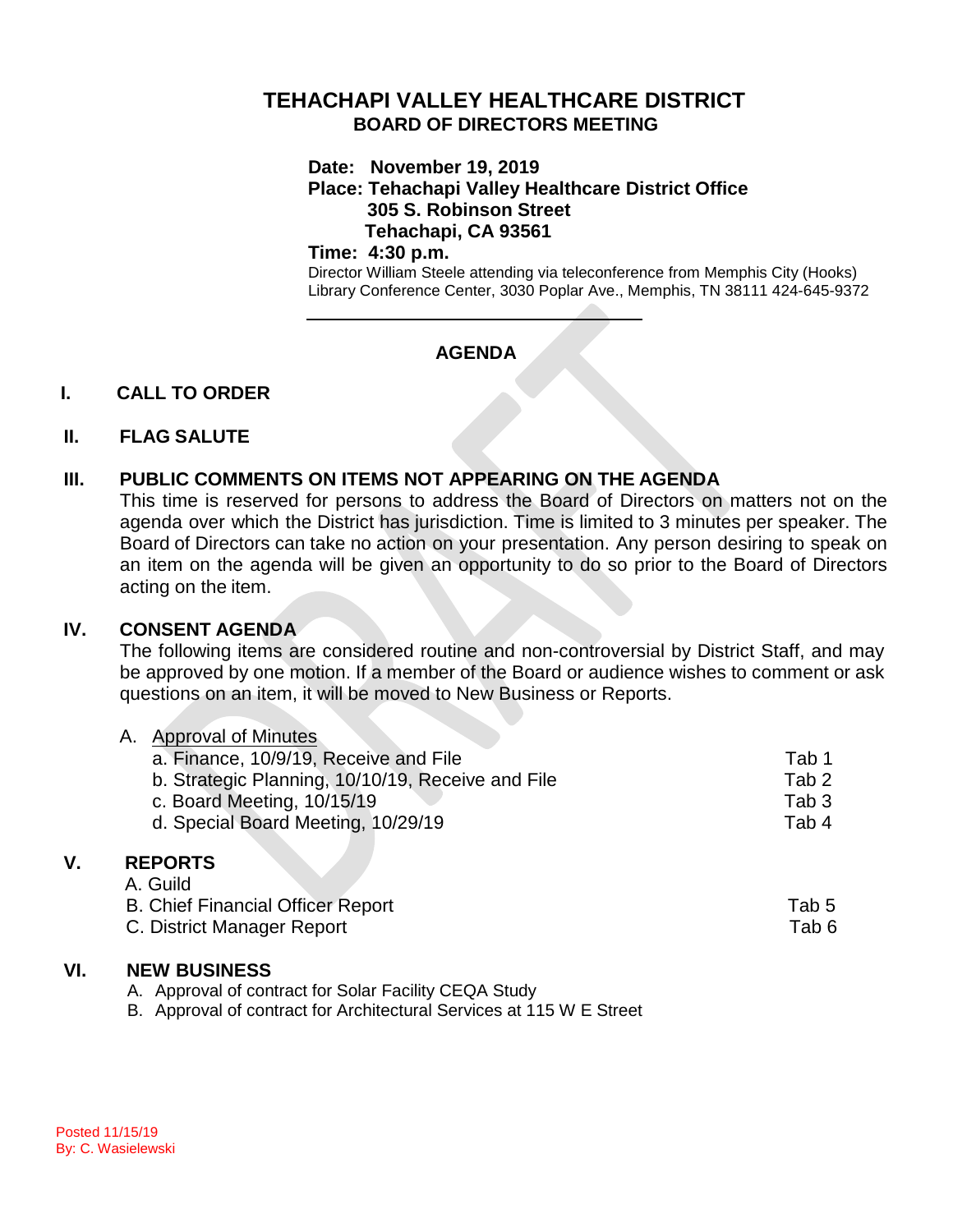# TEHACHAPI VALLEY HEALTHCARE DISTRICT
## BOARD OF DIRECTORS MEETING

**Date: November 19, 2019**
**Place: Tehachapi Valley Healthcare District Office**
**305 S. Robinson Street**
**Tehachapi, CA 93561**
**Time: 4:30 p.m.**

Director William Steele attending via teleconference from Memphis City (Hooks) Library Conference Center, 3030 Poplar Ave., Memphis, TN 38111 424-645-9372

DRAFT

## AGENDA

### I. CALL TO ORDER

### II. FLAG SALUTE

### III. PUBLIC COMMENTS ON ITEMS NOT APPEARING ON THE AGENDA

This time is reserved for persons to address the Board of Directors on matters not on the agenda over which the District has jurisdiction. Time is limited to 3 minutes per speaker. The Board of Directors can take no action on your presentation. Any person desiring to speak on an item on the agenda will be given an opportunity to do so prior to the Board of Directors acting on the item.

### IV. CONSENT AGENDA

The following items are considered routine and non-controversial by District Staff, and may be approved by one motion. If a member of the Board or audience wishes to comment or ask questions on an item, it will be moved to New Business or Reports.

A. Approval of Minutes

| | |
|---|---|
| a. Finance, 10/9/19, Receive and File | Tab 1 |
| b. Strategic Planning, 10/10/19, Receive and File | Tab 2 |
| c. Board Meeting, 10/15/19 | Tab 3 |
| d. Special Board Meeting, 10/29/19 | Tab 4 |

### V. REPORTS

| | |
|---|---|
| A. Guild | |
| B. Chief Financial Officer Report | Tab 5 |
| C. District Manager Report | Tab 6 |

### VI. NEW BUSINESS

A. Approval of contract for Solar Facility CEQA Study
B. Approval of contract for Architectural Services at 115 W E Street

Posted 11/15/19
By: C. Wasielewski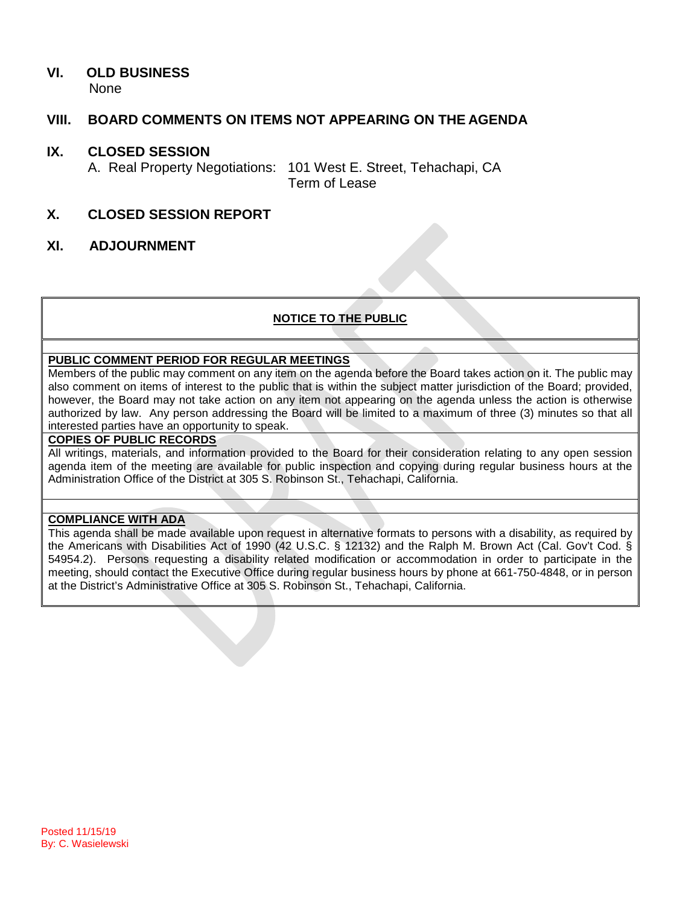## VI. OLD BUSINESS

None

## VIII. BOARD COMMENTS ON ITEMS NOT APPEARING ON THE AGENDA

## IX. CLOSED SESSION

A. Real Property Negotiations: 101 West E. Street, Tehachapi, CA
Term of Lease

## X. CLOSED SESSION REPORT

## XI. ADJOURNMENT

**NOTICE TO THE PUBLIC**

**PUBLIC COMMENT PERIOD FOR REGULAR MEETINGS**

Members of the public may comment on any item on the agenda before the Board takes action on it. The public may also comment on items of interest to the public that is within the subject matter jurisdiction of the Board; provided, however, the Board may not take action on any item not appearing on the agenda unless the action is otherwise authorized by law. Any person addressing the Board will be limited to a maximum of three (3) minutes so that all interested parties have an opportunity to speak.

**COPIES OF PUBLIC RECORDS**

All writings, materials, and information provided to the Board for their consideration relating to any open session agenda item of the meeting are available for public inspection and copying during regular business hours at the Administration Office of the District at 305 S. Robinson St., Tehachapi, California.

**COMPLIANCE WITH ADA**

This agenda shall be made available upon request in alternative formats to persons with a disability, as required by the Americans with Disabilities Act of 1990 (42 U.S.C. § 12132) and the Ralph M. Brown Act (Cal. Gov't Cod. § 54954.2). Persons requesting a disability related modification or accommodation in order to participate in the meeting, should contact the Executive Office during regular business hours by phone at 661-750-4848, or in person at the District's Administrative Office at 305 S. Robinson St., Tehachapi, California.

Posted 11/15/19
By: C. Wasielewski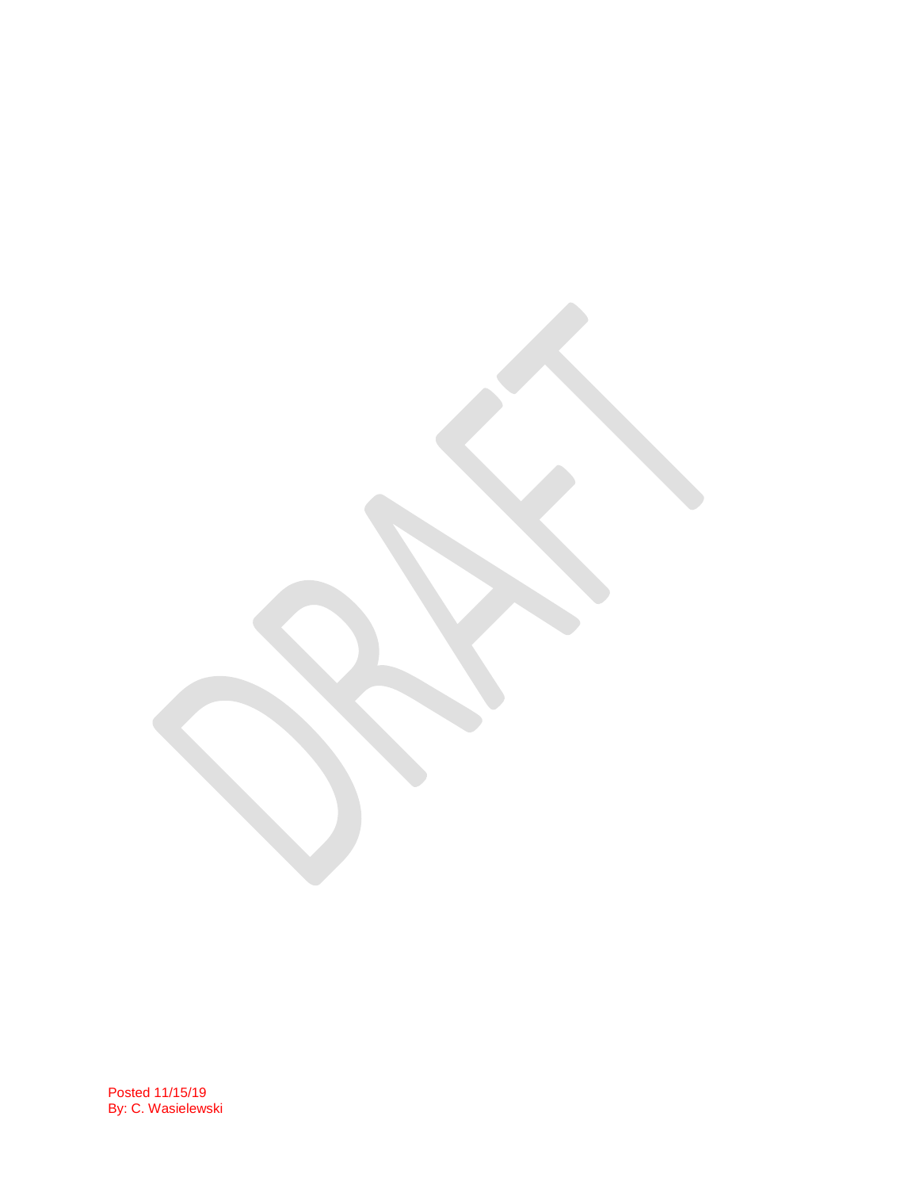Posted 11/15/19
By: C. Wasielewski